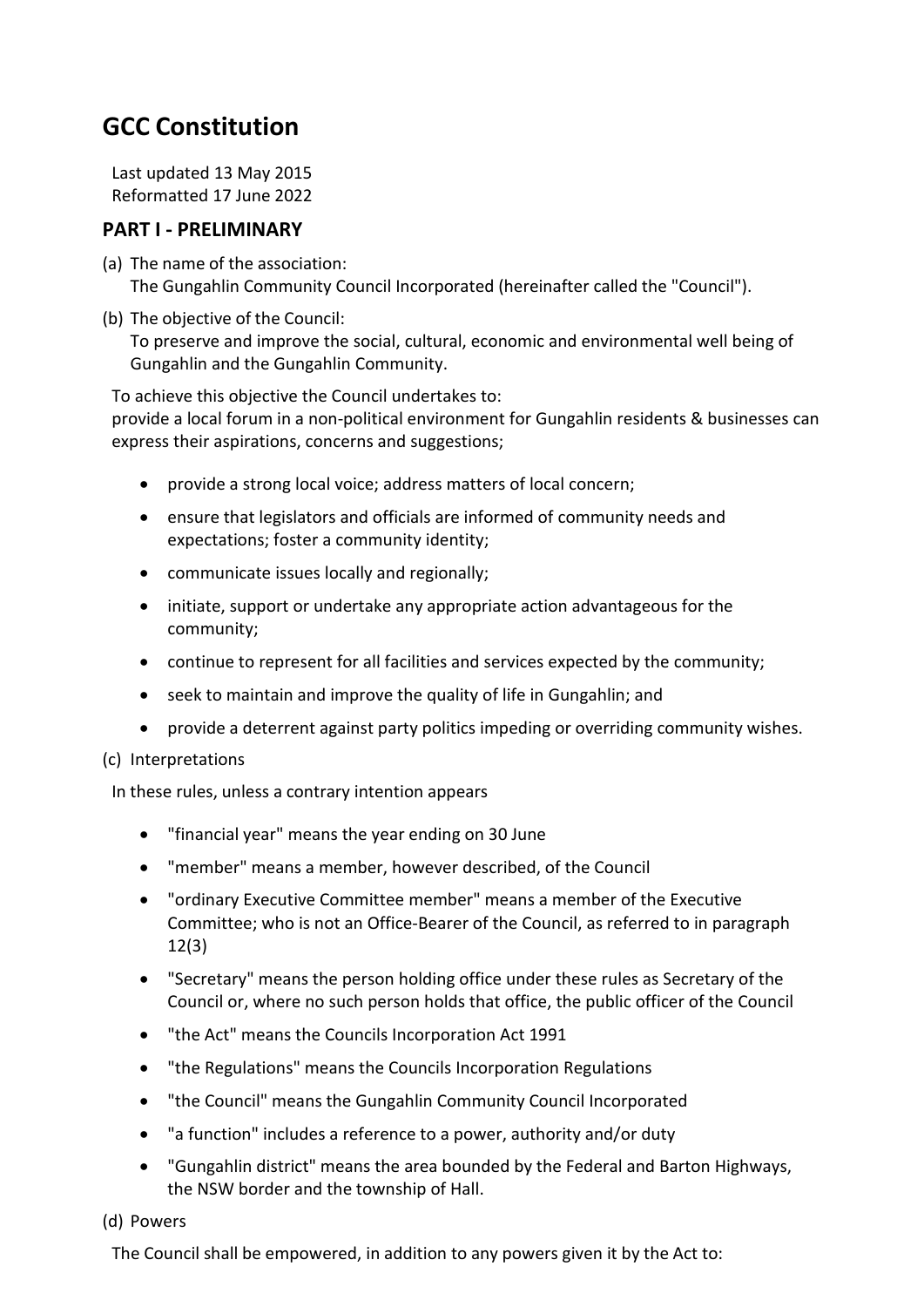# GCC Constitution

Last updated 13 May 2015
Reformatted 17 June 2022

## PART I - PRELIMINARY

(a) The name of the association:
The Gungahlin Community Council Incorporated (hereinafter called the "Council").

(b) The objective of the Council:
To preserve and improve the social, cultural, economic and environmental well being of Gungahlin and the Gungahlin Community.

To achieve this objective the Council undertakes to:
provide a local forum in a non-political environment for Gungahlin residents & businesses can express their aspirations, concerns and suggestions;

- provide a strong local voice; address matters of local concern;
- ensure that legislators and officials are informed of community needs and expectations; foster a community identity;
- communicate issues locally and regionally;
- initiate, support or undertake any appropriate action advantageous for the community;
- continue to represent for all facilities and services expected by the community;
- seek to maintain and improve the quality of life in Gungahlin; and
- provide a deterrent against party politics impeding or overriding community wishes.

(c) Interpretations

In these rules, unless a contrary intention appears

- "financial year" means the year ending on 30 June
- "member" means a member, however described, of the Council
- "ordinary Executive Committee member" means a member of the Executive Committee; who is not an Office-Bearer of the Council, as referred to in paragraph 12(3)
- "Secretary" means the person holding office under these rules as Secretary of the Council or, where no such person holds that office, the public officer of the Council
- "the Act" means the Councils Incorporation Act 1991
- "the Regulations" means the Councils Incorporation Regulations
- "the Council" means the Gungahlin Community Council Incorporated
- "a function" includes a reference to a power, authority and/or duty
- "Gungahlin district" means the area bounded by the Federal and Barton Highways, the NSW border and the township of Hall.

(d) Powers

The Council shall be empowered, in addition to any powers given it by the Act to: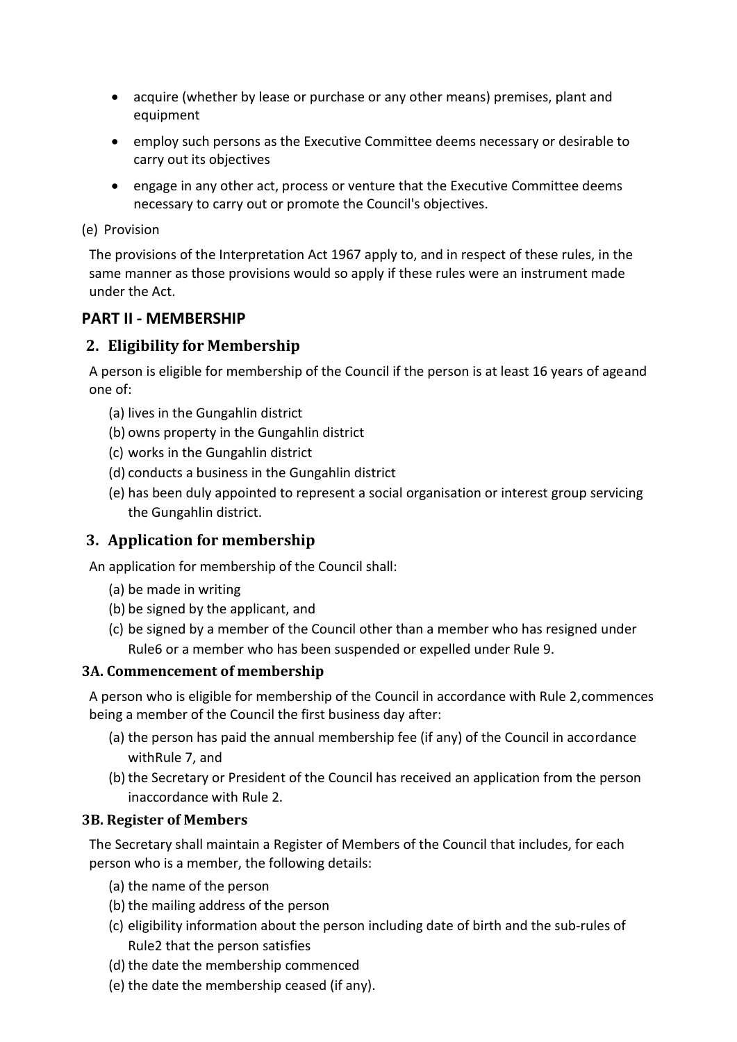- acquire (whether by lease or purchase or any other means) premises, plant and equipment
- employ such persons as the Executive Committee deems necessary or desirable to carry out its objectives
- engage in any other act, process or venture that the Executive Committee deems necessary to carry out or promote the Council's objectives.

(e) Provision

The provisions of the Interpretation Act 1967 apply to, and in respect of these rules, in the same manner as those provisions would so apply if these rules were an instrument made under the Act.

## PART II - MEMBERSHIP

### 2. Eligibility for Membership

A person is eligible for membership of the Council if the person is at least 16 years of ageand one of:

(a) lives in the Gungahlin district
(b) owns property in the Gungahlin district
(c) works in the Gungahlin district
(d) conducts a business in the Gungahlin district
(e) has been duly appointed to represent a social organisation or interest group servicing the Gungahlin district.

### 3. Application for membership

An application for membership of the Council shall:

(a) be made in writing
(b) be signed by the applicant, and
(c) be signed by a member of the Council other than a member who has resigned under Rule6 or a member who has been suspended or expelled under Rule 9.

#### 3A. Commencement of membership

A person who is eligible for membership of the Council in accordance with Rule 2,commences being a member of the Council the first business day after:

(a) the person has paid the annual membership fee (if any) of the Council in accordance withRule 7, and
(b) the Secretary or President of the Council has received an application from the person inaccordance with Rule 2.

#### 3B. Register of Members

The Secretary shall maintain a Register of Members of the Council that includes, for each person who is a member, the following details:

(a) the name of the person
(b) the mailing address of the person
(c) eligibility information about the person including date of birth and the sub-rules of Rule2 that the person satisfies
(d) the date the membership commenced
(e) the date the membership ceased (if any).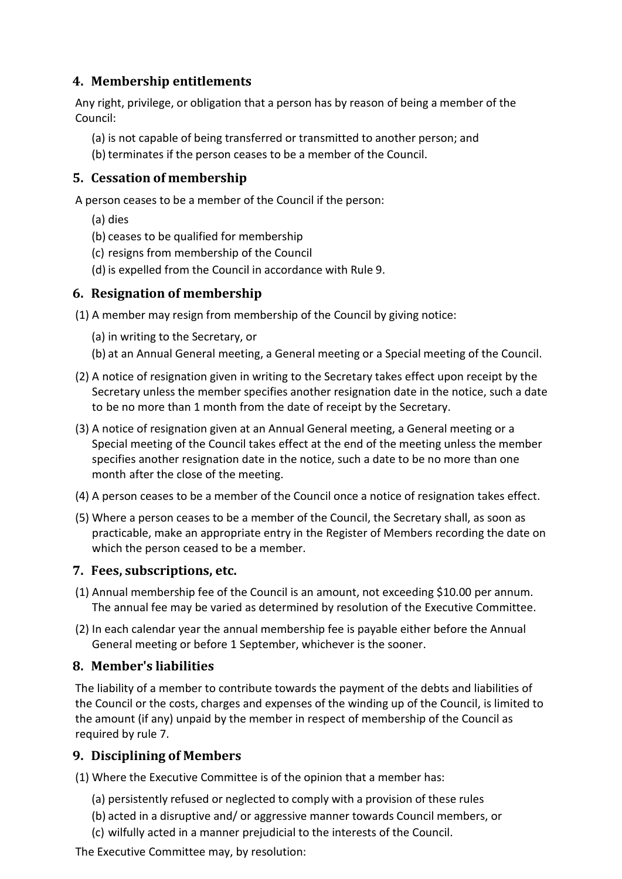## 4. Membership entitlements

Any right, privilege, or obligation that a person has by reason of being a member of the Council:

(a) is not capable of being transferred or transmitted to another person; and
(b) terminates if the person ceases to be a member of the Council.

## 5. Cessation of membership

A person ceases to be a member of the Council if the person:

(a) dies
(b) ceases to be qualified for membership
(c) resigns from membership of the Council
(d) is expelled from the Council in accordance with Rule 9.

## 6. Resignation of membership

(1) A member may resign from membership of the Council by giving notice:

(a) in writing to the Secretary, or
(b) at an Annual General meeting, a General meeting or a Special meeting of the Council.

(2) A notice of resignation given in writing to the Secretary takes effect upon receipt by the Secretary unless the member specifies another resignation date in the notice, such a date to be no more than 1 month from the date of receipt by the Secretary.

(3) A notice of resignation given at an Annual General meeting, a General meeting or a Special meeting of the Council takes effect at the end of the meeting unless the member specifies another resignation date in the notice, such a date to be no more than one month after the close of the meeting.

(4) A person ceases to be a member of the Council once a notice of resignation takes effect.

(5) Where a person ceases to be a member of the Council, the Secretary shall, as soon as practicable, make an appropriate entry in the Register of Members recording the date on which the person ceased to be a member.

## 7. Fees, subscriptions, etc.

(1) Annual membership fee of the Council is an amount, not exceeding $10.00 per annum. The annual fee may be varied as determined by resolution of the Executive Committee.

(2) In each calendar year the annual membership fee is payable either before the Annual General meeting or before 1 September, whichever is the sooner.

## 8. Member's liabilities

The liability of a member to contribute towards the payment of the debts and liabilities of the Council or the costs, charges and expenses of the winding up of the Council, is limited to the amount (if any) unpaid by the member in respect of membership of the Council as required by rule 7.

## 9. Disciplining of Members

(1) Where the Executive Committee is of the opinion that a member has:

(a) persistently refused or neglected to comply with a provision of these rules
(b) acted in a disruptive and/ or aggressive manner towards Council members, or
(c) wilfully acted in a manner prejudicial to the interests of the Council.

The Executive Committee may, by resolution: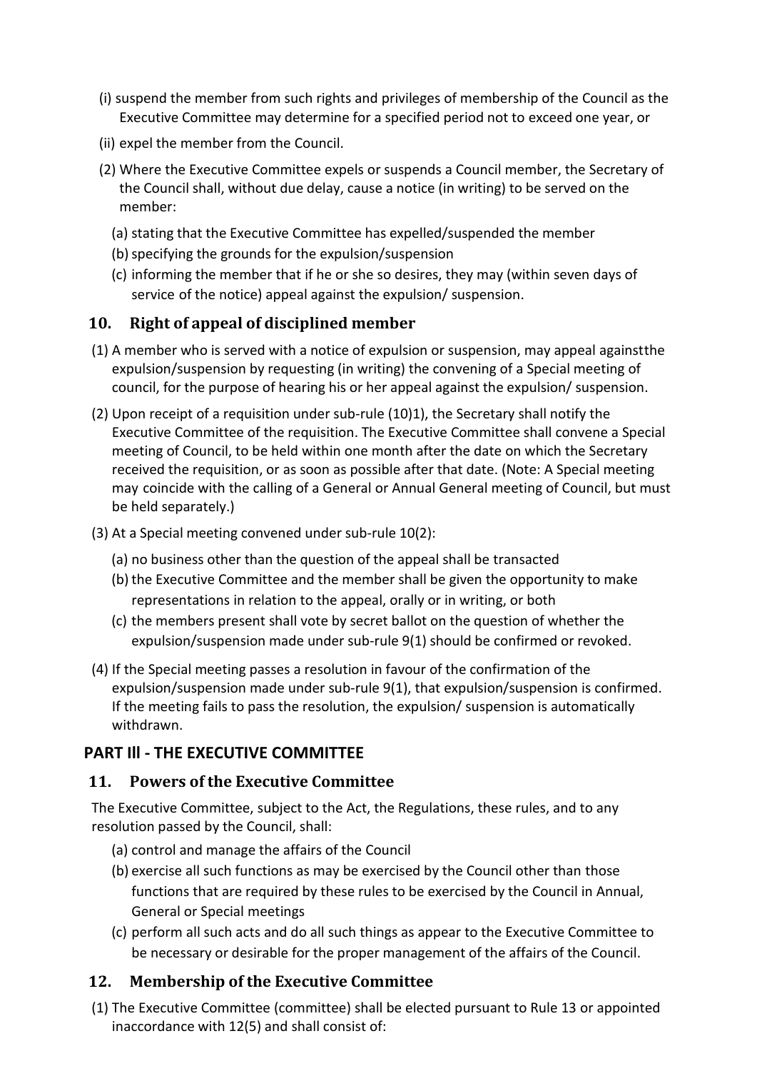(i) suspend the member from such rights and privileges of membership of the Council as the Executive Committee may determine for a specified period not to exceed one year, or

(ii) expel the member from the Council.

(2) Where the Executive Committee expels or suspends a Council member, the Secretary of the Council shall, without due delay, cause a notice (in writing) to be served on the member:

(a) stating that the Executive Committee has expelled/suspended the member

(b) specifying the grounds for the expulsion/suspension

(c) informing the member that if he or she so desires, they may (within seven days of service of the notice) appeal against the expulsion/ suspension.

## 10. Right of appeal of disciplined member

(1) A member who is served with a notice of expulsion or suspension, may appeal againstthe expulsion/suspension by requesting (in writing) the convening of a Special meeting of council, for the purpose of hearing his or her appeal against the expulsion/ suspension.

(2) Upon receipt of a requisition under sub-rule (10)1), the Secretary shall notify the Executive Committee of the requisition. The Executive Committee shall convene a Special meeting of Council, to be held within one month after the date on which the Secretary received the requisition, or as soon as possible after that date. (Note: A Special meeting may coincide with the calling of a General or Annual General meeting of Council, but must be held separately.)

(3) At a Special meeting convened under sub-rule 10(2):

(a) no business other than the question of the appeal shall be transacted

(b) the Executive Committee and the member shall be given the opportunity to make representations in relation to the appeal, orally or in writing, or both

(c) the members present shall vote by secret ballot on the question of whether the expulsion/suspension made under sub-rule 9(1) should be confirmed or revoked.

(4) If the Special meeting passes a resolution in favour of the confirmation of the expulsion/suspension made under sub-rule 9(1), that expulsion/suspension is confirmed. If the meeting fails to pass the resolution, the expulsion/ suspension is automatically withdrawn.

# PART Ill - THE EXECUTIVE COMMITTEE

## 11. Powers of the Executive Committee

The Executive Committee, subject to the Act, the Regulations, these rules, and to any resolution passed by the Council, shall:

(a) control and manage the affairs of the Council

(b) exercise all such functions as may be exercised by the Council other than those functions that are required by these rules to be exercised by the Council in Annual, General or Special meetings

(c) perform all such acts and do all such things as appear to the Executive Committee to be necessary or desirable for the proper management of the affairs of the Council.

## 12. Membership of the Executive Committee

(1) The Executive Committee (committee) shall be elected pursuant to Rule 13 or appointed inaccordance with 12(5) and shall consist of: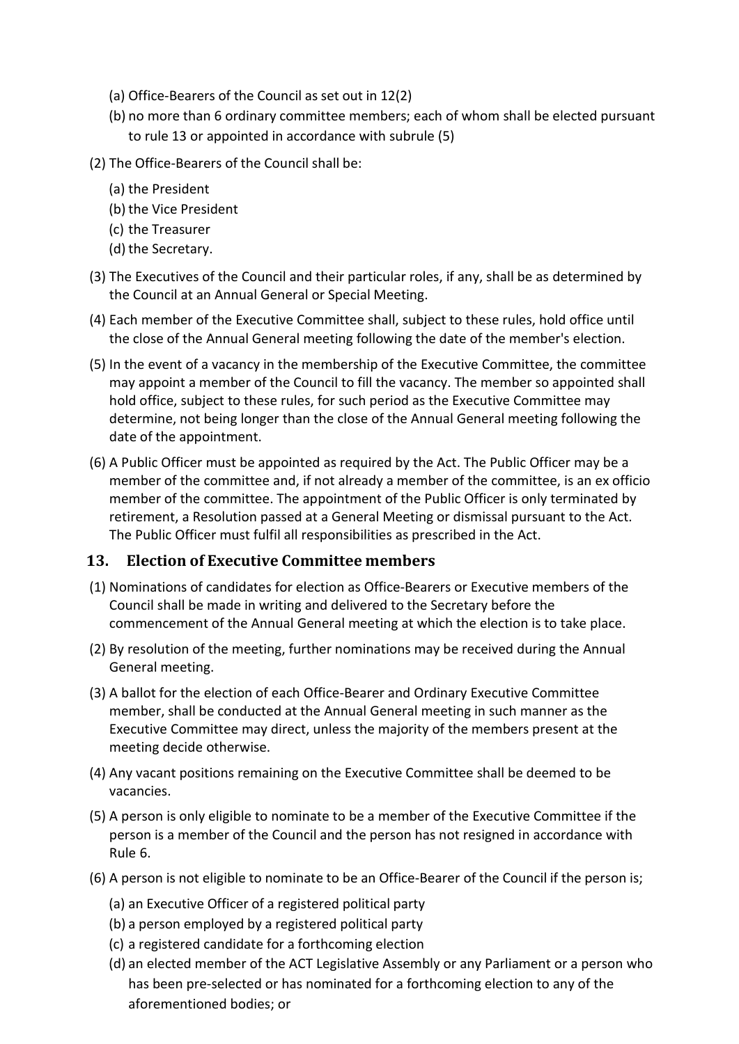(a) Office-Bearers of the Council as set out in 12(2)

(b) no more than 6 ordinary committee members; each of whom shall be elected pursuant to rule 13 or appointed in accordance with subrule (5)

(2) The Office-Bearers of the Council shall be:

(a) the President

(b) the Vice President

(c) the Treasurer

(d) the Secretary.

(3) The Executives of the Council and their particular roles, if any, shall be as determined by the Council at an Annual General or Special Meeting.

(4) Each member of the Executive Committee shall, subject to these rules, hold office until the close of the Annual General meeting following the date of the member's election.

(5) In the event of a vacancy in the membership of the Executive Committee, the committee may appoint a member of the Council to fill the vacancy. The member so appointed shall hold office, subject to these rules, for such period as the Executive Committee may determine, not being longer than the close of the Annual General meeting following the date of the appointment.

(6) A Public Officer must be appointed as required by the Act. The Public Officer may be a member of the committee and, if not already a member of the committee, is an ex officio member of the committee. The appointment of the Public Officer is only terminated by retirement, a Resolution passed at a General Meeting or dismissal pursuant to the Act. The Public Officer must fulfil all responsibilities as prescribed in the Act.

## 13. Election of Executive Committee members

(1) Nominations of candidates for election as Office-Bearers or Executive members of the Council shall be made in writing and delivered to the Secretary before the commencement of the Annual General meeting at which the election is to take place.

(2) By resolution of the meeting, further nominations may be received during the Annual General meeting.

(3) A ballot for the election of each Office-Bearer and Ordinary Executive Committee member, shall be conducted at the Annual General meeting in such manner as the Executive Committee may direct, unless the majority of the members present at the meeting decide otherwise.

(4) Any vacant positions remaining on the Executive Committee shall be deemed to be vacancies.

(5) A person is only eligible to nominate to be a member of the Executive Committee if the person is a member of the Council and the person has not resigned in accordance with Rule 6.

(6) A person is not eligible to nominate to be an Office-Bearer of the Council if the person is;

(a) an Executive Officer of a registered political party

(b) a person employed by a registered political party

(c) a registered candidate for a forthcoming election

(d) an elected member of the ACT Legislative Assembly or any Parliament or a person who has been pre-selected or has nominated for a forthcoming election to any of the aforementioned bodies; or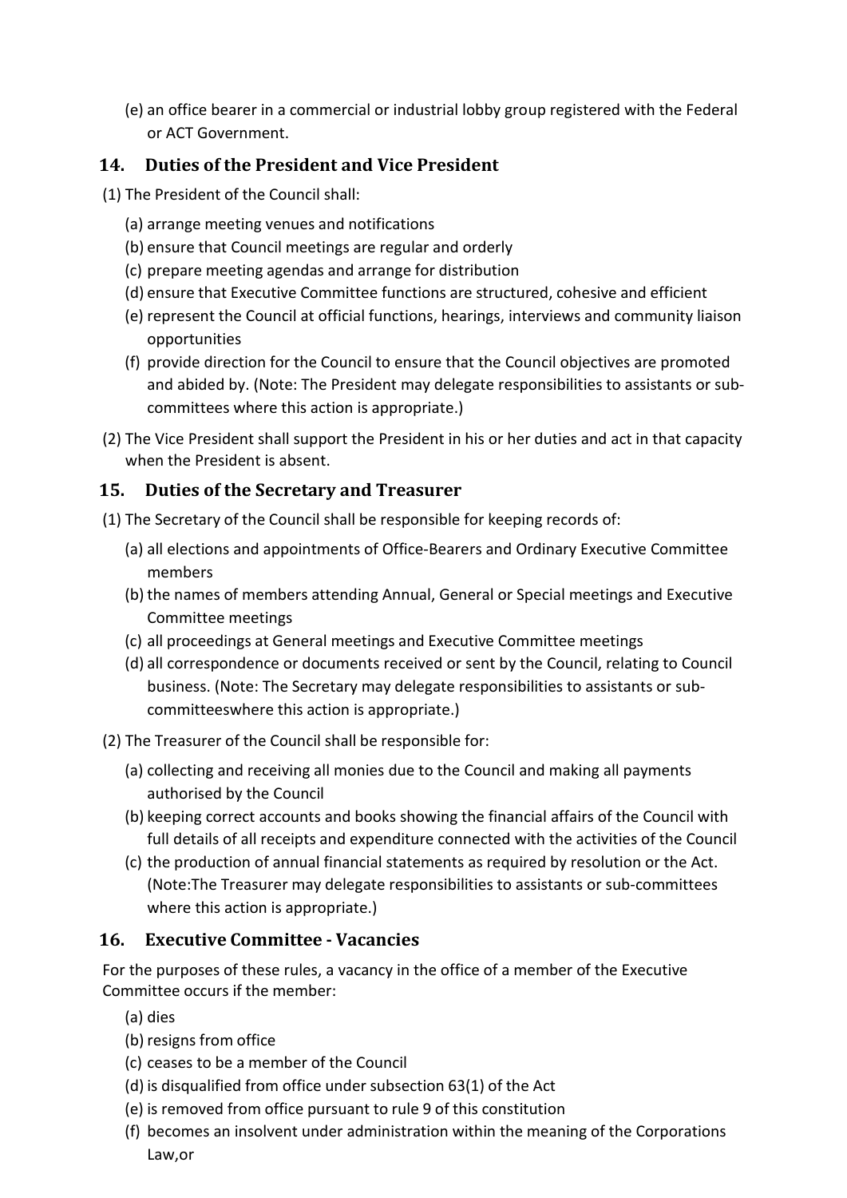(e) an office bearer in a commercial or industrial lobby group registered with the Federal or ACT Government.

## 14. Duties of the President and Vice President

(1) The President of the Council shall:

- (a) arrange meeting venues and notifications
- (b) ensure that Council meetings are regular and orderly
- (c) prepare meeting agendas and arrange for distribution
- (d) ensure that Executive Committee functions are structured, cohesive and efficient
- (e) represent the Council at official functions, hearings, interviews and community liaison opportunities
- (f) provide direction for the Council to ensure that the Council objectives are promoted and abided by. (Note: The President may delegate responsibilities to assistants or sub-committees where this action is appropriate.)

(2) The Vice President shall support the President in his or her duties and act in that capacity when the President is absent.

## 15. Duties of the Secretary and Treasurer

(1) The Secretary of the Council shall be responsible for keeping records of:

- (a) all elections and appointments of Office-Bearers and Ordinary Executive Committee members
- (b) the names of members attending Annual, General or Special meetings and Executive Committee meetings
- (c) all proceedings at General meetings and Executive Committee meetings
- (d) all correspondence or documents received or sent by the Council, relating to Council business. (Note: The Secretary may delegate responsibilities to assistants or sub-committeeswhere this action is appropriate.)

(2) The Treasurer of the Council shall be responsible for:

- (a) collecting and receiving all monies due to the Council and making all payments authorised by the Council
- (b) keeping correct accounts and books showing the financial affairs of the Council with full details of all receipts and expenditure connected with the activities of the Council
- (c) the production of annual financial statements as required by resolution or the Act. (Note:The Treasurer may delegate responsibilities to assistants or sub-committees where this action is appropriate.)

## 16. Executive Committee - Vacancies

For the purposes of these rules, a vacancy in the office of a member of the Executive Committee occurs if the member:

- (a) dies
- (b) resigns from office
- (c) ceases to be a member of the Council
- (d) is disqualified from office under subsection 63(1) of the Act
- (e) is removed from office pursuant to rule 9 of this constitution
- (f) becomes an insolvent under administration within the meaning of the Corporations Law,or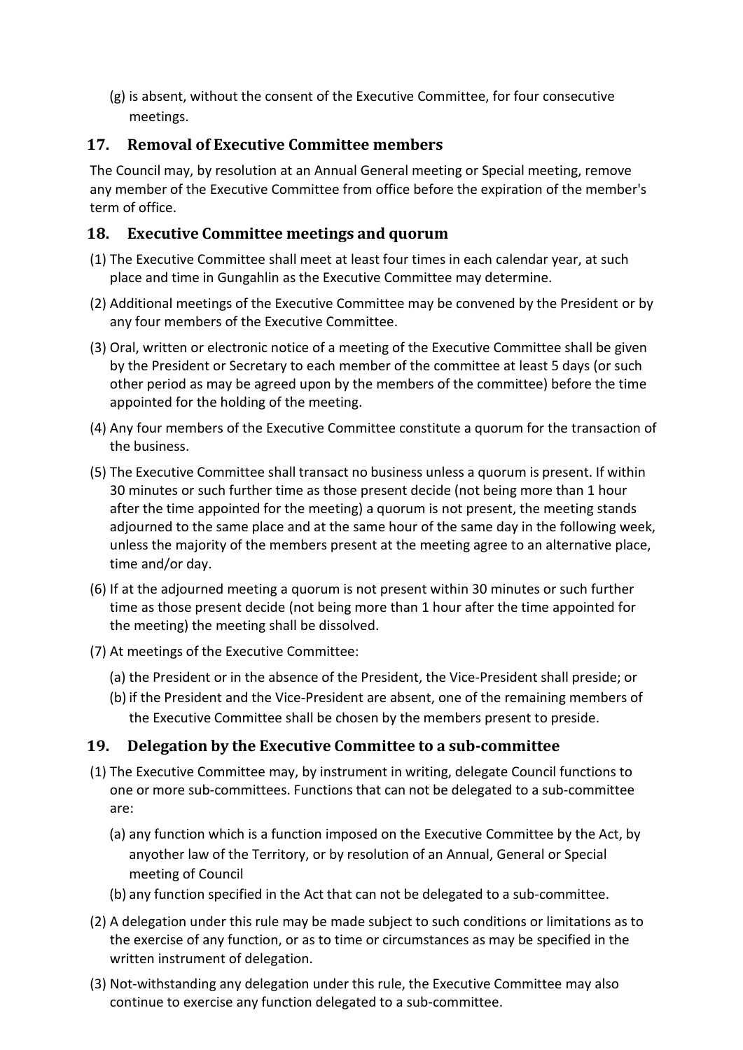(g) is absent, without the consent of the Executive Committee, for four consecutive meetings.

## 17. Removal of Executive Committee members

The Council may, by resolution at an Annual General meeting or Special meeting, remove any member of the Executive Committee from office before the expiration of the member's term of office.

## 18. Executive Committee meetings and quorum

(1) The Executive Committee shall meet at least four times in each calendar year, at such place and time in Gungahlin as the Executive Committee may determine.

(2) Additional meetings of the Executive Committee may be convened by the President or by any four members of the Executive Committee.

(3) Oral, written or electronic notice of a meeting of the Executive Committee shall be given by the President or Secretary to each member of the committee at least 5 days (or such other period as may be agreed upon by the members of the committee) before the time appointed for the holding of the meeting.

(4) Any four members of the Executive Committee constitute a quorum for the transaction of the business.

(5) The Executive Committee shall transact no business unless a quorum is present. If within 30 minutes or such further time as those present decide (not being more than 1 hour after the time appointed for the meeting) a quorum is not present, the meeting stands adjourned to the same place and at the same hour of the same day in the following week, unless the majority of the members present at the meeting agree to an alternative place, time and/or day.

(6) If at the adjourned meeting a quorum is not present within 30 minutes or such further time as those present decide (not being more than 1 hour after the time appointed for the meeting) the meeting shall be dissolved.

(7) At meetings of the Executive Committee:

(a) the President or in the absence of the President, the Vice-President shall preside; or

(b) if the President and the Vice-President are absent, one of the remaining members of the Executive Committee shall be chosen by the members present to preside.

## 19. Delegation by the Executive Committee to a sub-committee

(1) The Executive Committee may, by instrument in writing, delegate Council functions to one or more sub-committees. Functions that can not be delegated to a sub-committee are:

(a) any function which is a function imposed on the Executive Committee by the Act, by anyother law of the Territory, or by resolution of an Annual, General or Special meeting of Council

(b) any function specified in the Act that can not be delegated to a sub-committee.

(2) A delegation under this rule may be made subject to such conditions or limitations as to the exercise of any function, or as to time or circumstances as may be specified in the written instrument of delegation.

(3) Not-withstanding any delegation under this rule, the Executive Committee may also continue to exercise any function delegated to a sub-committee.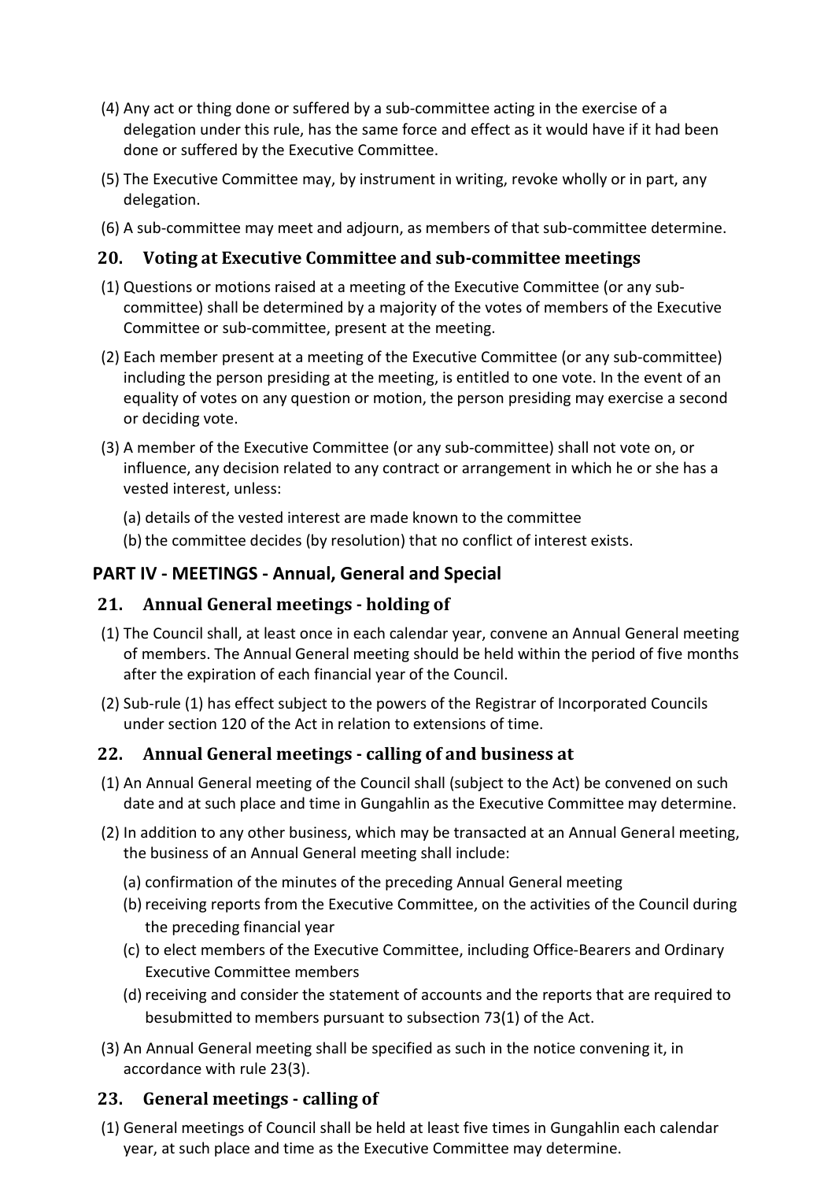(4) Any act or thing done or suffered by a sub-committee acting in the exercise of a delegation under this rule, has the same force and effect as it would have if it had been done or suffered by the Executive Committee.

(5) The Executive Committee may, by instrument in writing, revoke wholly or in part, any delegation.

(6) A sub-committee may meet and adjourn, as members of that sub-committee determine.

### 20. Voting at Executive Committee and sub-committee meetings

(1) Questions or motions raised at a meeting of the Executive Committee (or any sub-committee) shall be determined by a majority of the votes of members of the Executive Committee or sub-committee, present at the meeting.

(2) Each member present at a meeting of the Executive Committee (or any sub-committee) including the person presiding at the meeting, is entitled to one vote. In the event of an equality of votes on any question or motion, the person presiding may exercise a second or deciding vote.

(3) A member of the Executive Committee (or any sub-committee) shall not vote on, or influence, any decision related to any contract or arrangement in which he or she has a vested interest, unless:

(a) details of the vested interest are made known to the committee

(b) the committee decides (by resolution) that no conflict of interest exists.

## PART IV - MEETINGS - Annual, General and Special

### 21. Annual General meetings - holding of

(1) The Council shall, at least once in each calendar year, convene an Annual General meeting of members. The Annual General meeting should be held within the period of five months after the expiration of each financial year of the Council.

(2) Sub-rule (1) has effect subject to the powers of the Registrar of Incorporated Councils under section 120 of the Act in relation to extensions of time.

### 22. Annual General meetings - calling of and business at

(1) An Annual General meeting of the Council shall (subject to the Act) be convened on such date and at such place and time in Gungahlin as the Executive Committee may determine.

(2) In addition to any other business, which may be transacted at an Annual General meeting, the business of an Annual General meeting shall include:

(a) confirmation of the minutes of the preceding Annual General meeting

(b) receiving reports from the Executive Committee, on the activities of the Council during the preceding financial year

(c) to elect members of the Executive Committee, including Office-Bearers and Ordinary Executive Committee members

(d) receiving and consider the statement of accounts and the reports that are required to besubmitted to members pursuant to subsection 73(1) of the Act.

(3) An Annual General meeting shall be specified as such in the notice convening it, in accordance with rule 23(3).

### 23. General meetings - calling of

(1) General meetings of Council shall be held at least five times in Gungahlin each calendar year, at such place and time as the Executive Committee may determine.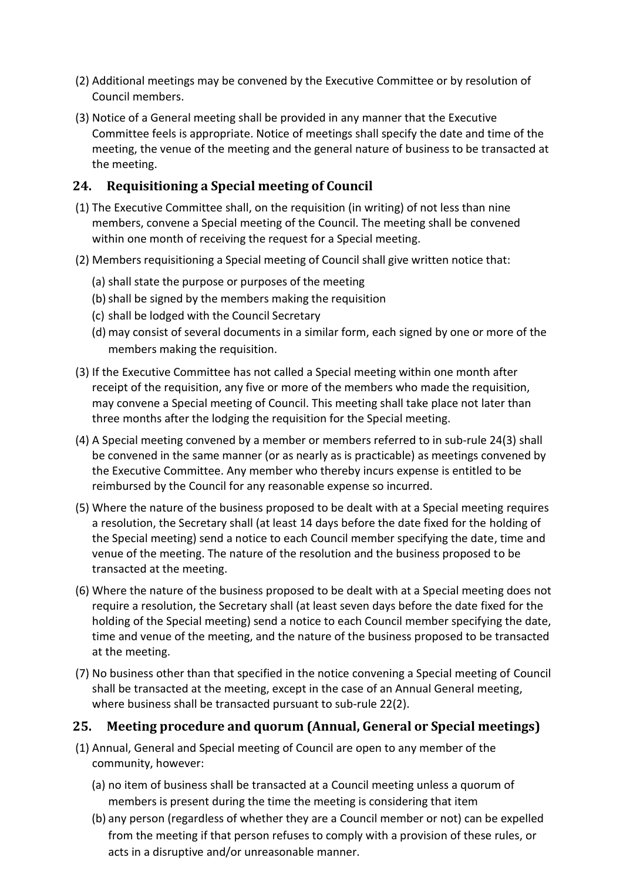(2) Additional meetings may be convened by the Executive Committee or by resolution of Council members.

(3) Notice of a General meeting shall be provided in any manner that the Executive Committee feels is appropriate. Notice of meetings shall specify the date and time of the meeting, the venue of the meeting and the general nature of business to be transacted at the meeting.

## 24. Requisitioning a Special meeting of Council

(1) The Executive Committee shall, on the requisition (in writing) of not less than nine members, convene a Special meeting of the Council. The meeting shall be convened within one month of receiving the request for a Special meeting.

(2) Members requisitioning a Special meeting of Council shall give written notice that:

- (a) shall state the purpose or purposes of the meeting
- (b) shall be signed by the members making the requisition
- (c) shall be lodged with the Council Secretary
- (d) may consist of several documents in a similar form, each signed by one or more of the members making the requisition.

(3) If the Executive Committee has not called a Special meeting within one month after receipt of the requisition, any five or more of the members who made the requisition, may convene a Special meeting of Council. This meeting shall take place not later than three months after the lodging the requisition for the Special meeting.

(4) A Special meeting convened by a member or members referred to in sub-rule 24(3) shall be convened in the same manner (or as nearly as is practicable) as meetings convened by the Executive Committee. Any member who thereby incurs expense is entitled to be reimbursed by the Council for any reasonable expense so incurred.

(5) Where the nature of the business proposed to be dealt with at a Special meeting requires a resolution, the Secretary shall (at least 14 days before the date fixed for the holding of the Special meeting) send a notice to each Council member specifying the date, time and venue of the meeting. The nature of the resolution and the business proposed to be transacted at the meeting.

(6) Where the nature of the business proposed to be dealt with at a Special meeting does not require a resolution, the Secretary shall (at least seven days before the date fixed for the holding of the Special meeting) send a notice to each Council member specifying the date, time and venue of the meeting, and the nature of the business proposed to be transacted at the meeting.

(7) No business other than that specified in the notice convening a Special meeting of Council shall be transacted at the meeting, except in the case of an Annual General meeting, where business shall be transacted pursuant to sub-rule 22(2).

## 25. Meeting procedure and quorum (Annual, General or Special meetings)

(1) Annual, General and Special meeting of Council are open to any member of the community, however:

- (a) no item of business shall be transacted at a Council meeting unless a quorum of members is present during the time the meeting is considering that item
- (b) any person (regardless of whether they are a Council member or not) can be expelled from the meeting if that person refuses to comply with a provision of these rules, or acts in a disruptive and/or unreasonable manner.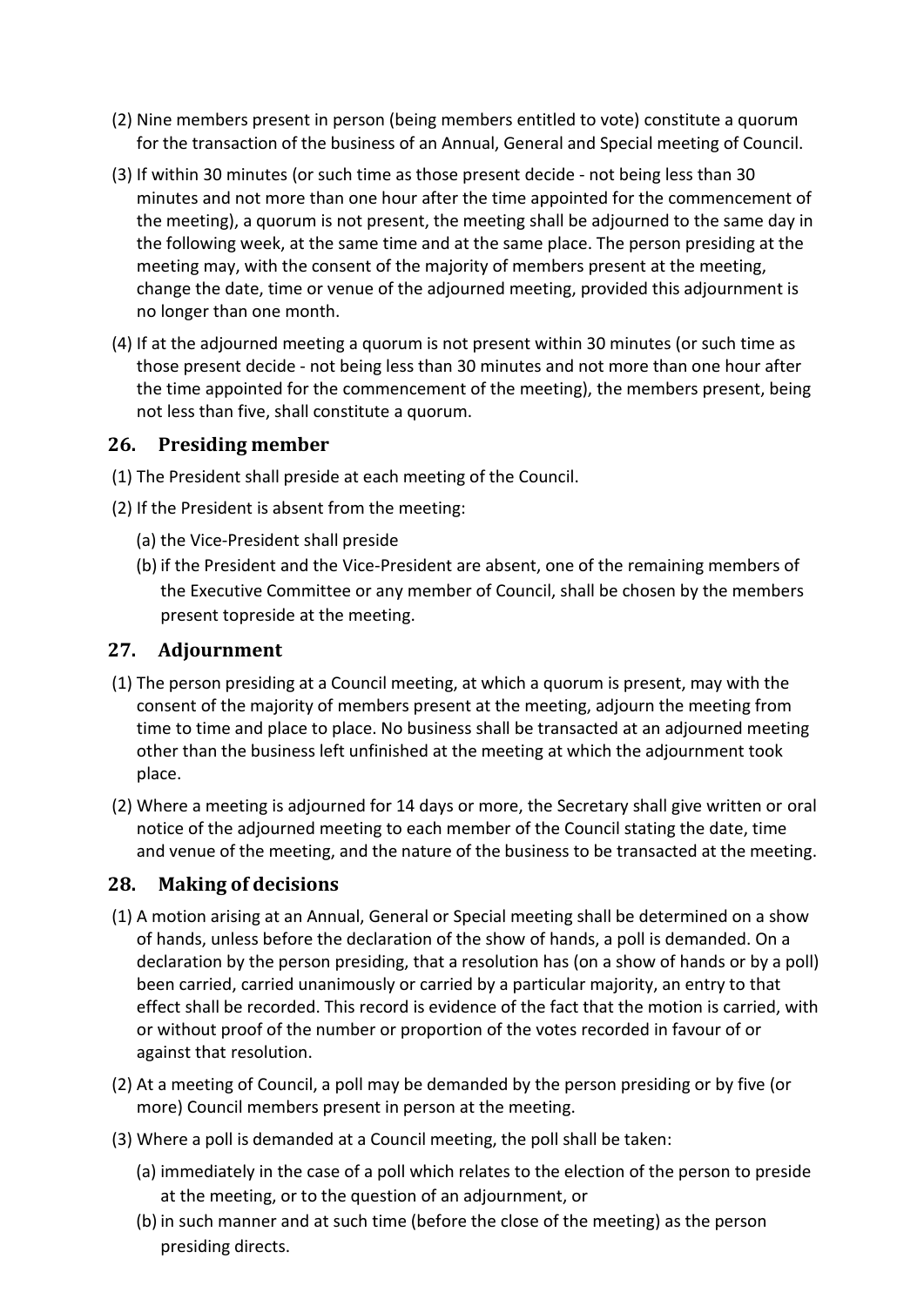(2) Nine members present in person (being members entitled to vote) constitute a quorum for the transaction of the business of an Annual, General and Special meeting of Council.

(3) If within 30 minutes (or such time as those present decide - not being less than 30 minutes and not more than one hour after the time appointed for the commencement of the meeting), a quorum is not present, the meeting shall be adjourned to the same day in the following week, at the same time and at the same place. The person presiding at the meeting may, with the consent of the majority of members present at the meeting, change the date, time or venue of the adjourned meeting, provided this adjournment is no longer than one month.

(4) If at the adjourned meeting a quorum is not present within 30 minutes (or such time as those present decide - not being less than 30 minutes and not more than one hour after the time appointed for the commencement of the meeting), the members present, being not less than five, shall constitute a quorum.

## 26. Presiding member

(1) The President shall preside at each meeting of the Council.

(2) If the President is absent from the meeting:

  (a) the Vice-President shall preside

  (b) if the President and the Vice-President are absent, one of the remaining members of the Executive Committee or any member of Council, shall be chosen by the members present topreside at the meeting.

## 27. Adjournment

(1) The person presiding at a Council meeting, at which a quorum is present, may with the consent of the majority of members present at the meeting, adjourn the meeting from time to time and place to place. No business shall be transacted at an adjourned meeting other than the business left unfinished at the meeting at which the adjournment took place.

(2) Where a meeting is adjourned for 14 days or more, the Secretary shall give written or oral notice of the adjourned meeting to each member of the Council stating the date, time and venue of the meeting, and the nature of the business to be transacted at the meeting.

## 28. Making of decisions

(1) A motion arising at an Annual, General or Special meeting shall be determined on a show of hands, unless before the declaration of the show of hands, a poll is demanded. On a declaration by the person presiding, that a resolution has (on a show of hands or by a poll) been carried, carried unanimously or carried by a particular majority, an entry to that effect shall be recorded. This record is evidence of the fact that the motion is carried, with or without proof of the number or proportion of the votes recorded in favour of or against that resolution.

(2) At a meeting of Council, a poll may be demanded by the person presiding or by five (or more) Council members present in person at the meeting.

(3) Where a poll is demanded at a Council meeting, the poll shall be taken:

  (a) immediately in the case of a poll which relates to the election of the person to preside at the meeting, or to the question of an adjournment, or

  (b) in such manner and at such time (before the close of the meeting) as the person presiding directs.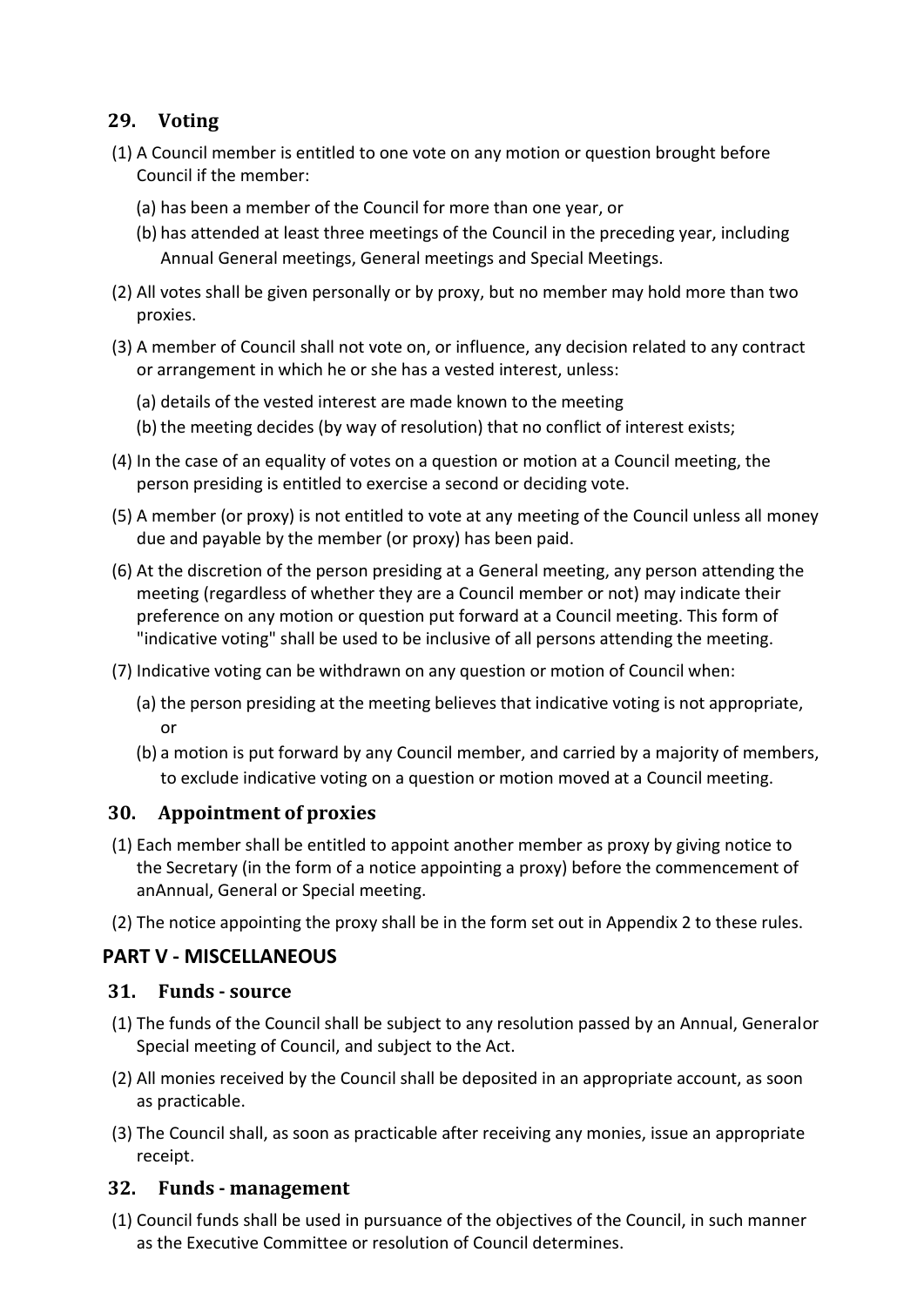## 29. Voting

(1) A Council member is entitled to one vote on any motion or question brought before Council if the member:

(a) has been a member of the Council for more than one year, or

(b) has attended at least three meetings of the Council in the preceding year, including Annual General meetings, General meetings and Special Meetings.

(2) All votes shall be given personally or by proxy, but no member may hold more than two proxies.

(3) A member of Council shall not vote on, or influence, any decision related to any contract or arrangement in which he or she has a vested interest, unless:

(a) details of the vested interest are made known to the meeting

(b) the meeting decides (by way of resolution) that no conflict of interest exists;

(4) In the case of an equality of votes on a question or motion at a Council meeting, the person presiding is entitled to exercise a second or deciding vote.

(5) A member (or proxy) is not entitled to vote at any meeting of the Council unless all money due and payable by the member (or proxy) has been paid.

(6) At the discretion of the person presiding at a General meeting, any person attending the meeting (regardless of whether they are a Council member or not) may indicate their preference on any motion or question put forward at a Council meeting. This form of "indicative voting" shall be used to be inclusive of all persons attending the meeting.

(7) Indicative voting can be withdrawn on any question or motion of Council when:

(a) the person presiding at the meeting believes that indicative voting is not appropriate, or

(b) a motion is put forward by any Council member, and carried by a majority of members, to exclude indicative voting on a question or motion moved at a Council meeting.

## 30. Appointment of proxies

(1) Each member shall be entitled to appoint another member as proxy by giving notice to the Secretary (in the form of a notice appointing a proxy) before the commencement of anAnnual, General or Special meeting.

(2) The notice appointing the proxy shall be in the form set out in Appendix 2 to these rules.

# PART V - MISCELLANEOUS

## 31. Funds - source

(1) The funds of the Council shall be subject to any resolution passed by an Annual, Generalor Special meeting of Council, and subject to the Act.

(2) All monies received by the Council shall be deposited in an appropriate account, as soon as practicable.

(3) The Council shall, as soon as practicable after receiving any monies, issue an appropriate receipt.

## 32. Funds - management

(1) Council funds shall be used in pursuance of the objectives of the Council, in such manner as the Executive Committee or resolution of Council determines.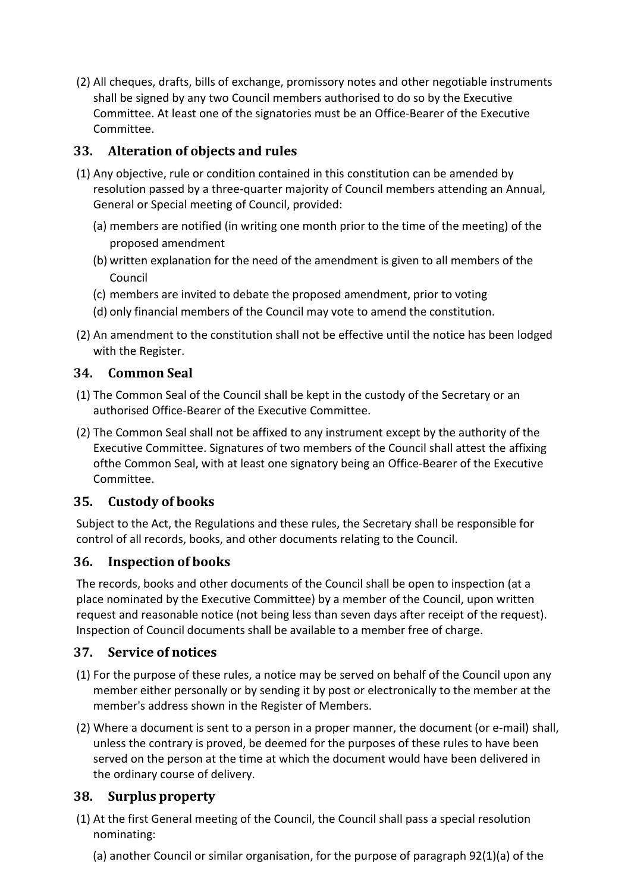(2) All cheques, drafts, bills of exchange, promissory notes and other negotiable instruments shall be signed by any two Council members authorised to do so by the Executive Committee. At least one of the signatories must be an Office-Bearer of the Executive Committee.

## 33. Alteration of objects and rules

(1) Any objective, rule or condition contained in this constitution can be amended by resolution passed by a three-quarter majority of Council members attending an Annual, General or Special meeting of Council, provided:

(a) members are notified (in writing one month prior to the time of the meeting) of the proposed amendment

(b) written explanation for the need of the amendment is given to all members of the Council

(c) members are invited to debate the proposed amendment, prior to voting

(d) only financial members of the Council may vote to amend the constitution.

(2) An amendment to the constitution shall not be effective until the notice has been lodged with the Register.

## 34. Common Seal

(1) The Common Seal of the Council shall be kept in the custody of the Secretary or an authorised Office-Bearer of the Executive Committee.

(2) The Common Seal shall not be affixed to any instrument except by the authority of the Executive Committee. Signatures of two members of the Council shall attest the affixing ofthe Common Seal, with at least one signatory being an Office-Bearer of the Executive Committee.

## 35. Custody of books

Subject to the Act, the Regulations and these rules, the Secretary shall be responsible for control of all records, books, and other documents relating to the Council.

## 36. Inspection of books

The records, books and other documents of the Council shall be open to inspection (at a place nominated by the Executive Committee) by a member of the Council, upon written request and reasonable notice (not being less than seven days after receipt of the request). Inspection of Council documents shall be available to a member free of charge.

## 37. Service of notices

(1) For the purpose of these rules, a notice may be served on behalf of the Council upon any member either personally or by sending it by post or electronically to the member at the member's address shown in the Register of Members.

(2) Where a document is sent to a person in a proper manner, the document (or e-mail) shall, unless the contrary is proved, be deemed for the purposes of these rules to have been served on the person at the time at which the document would have been delivered in the ordinary course of delivery.

## 38. Surplus property

(1) At the first General meeting of the Council, the Council shall pass a special resolution nominating:

(a) another Council or similar organisation, for the purpose of paragraph 92(1)(a) of the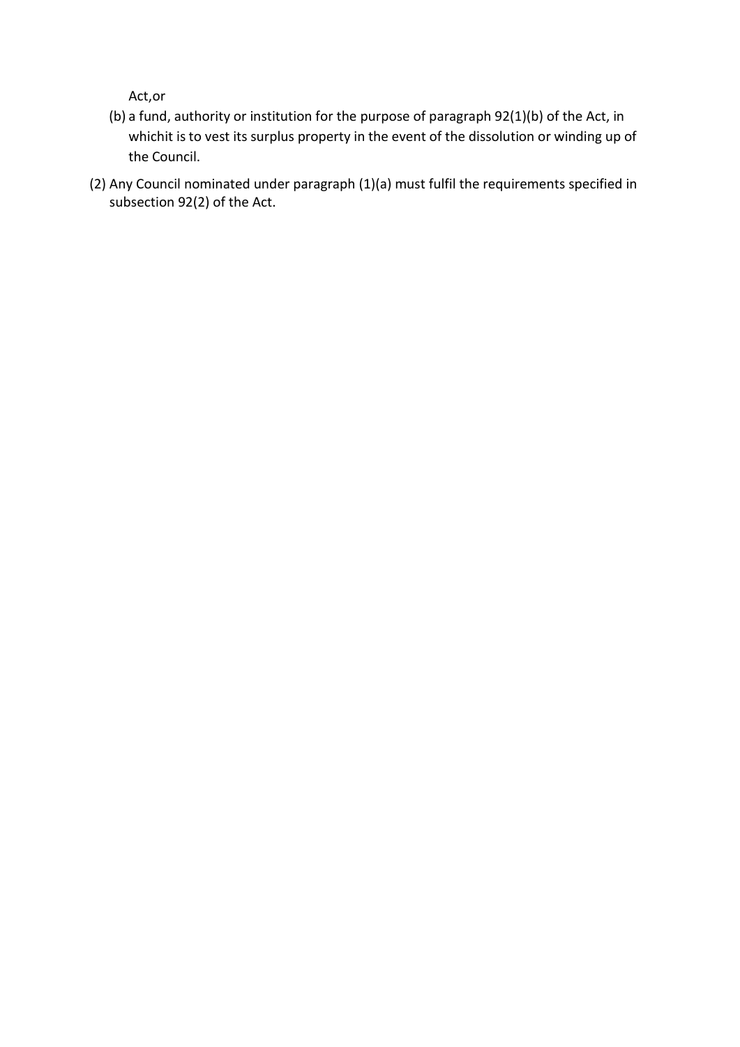Act,or

(b) a fund, authority or institution for the purpose of paragraph 92(1)(b) of the Act, in whichit is to vest its surplus property in the event of the dissolution or winding up of the Council.

(2) Any Council nominated under paragraph (1)(a) must fulfil the requirements specified in subsection 92(2) of the Act.